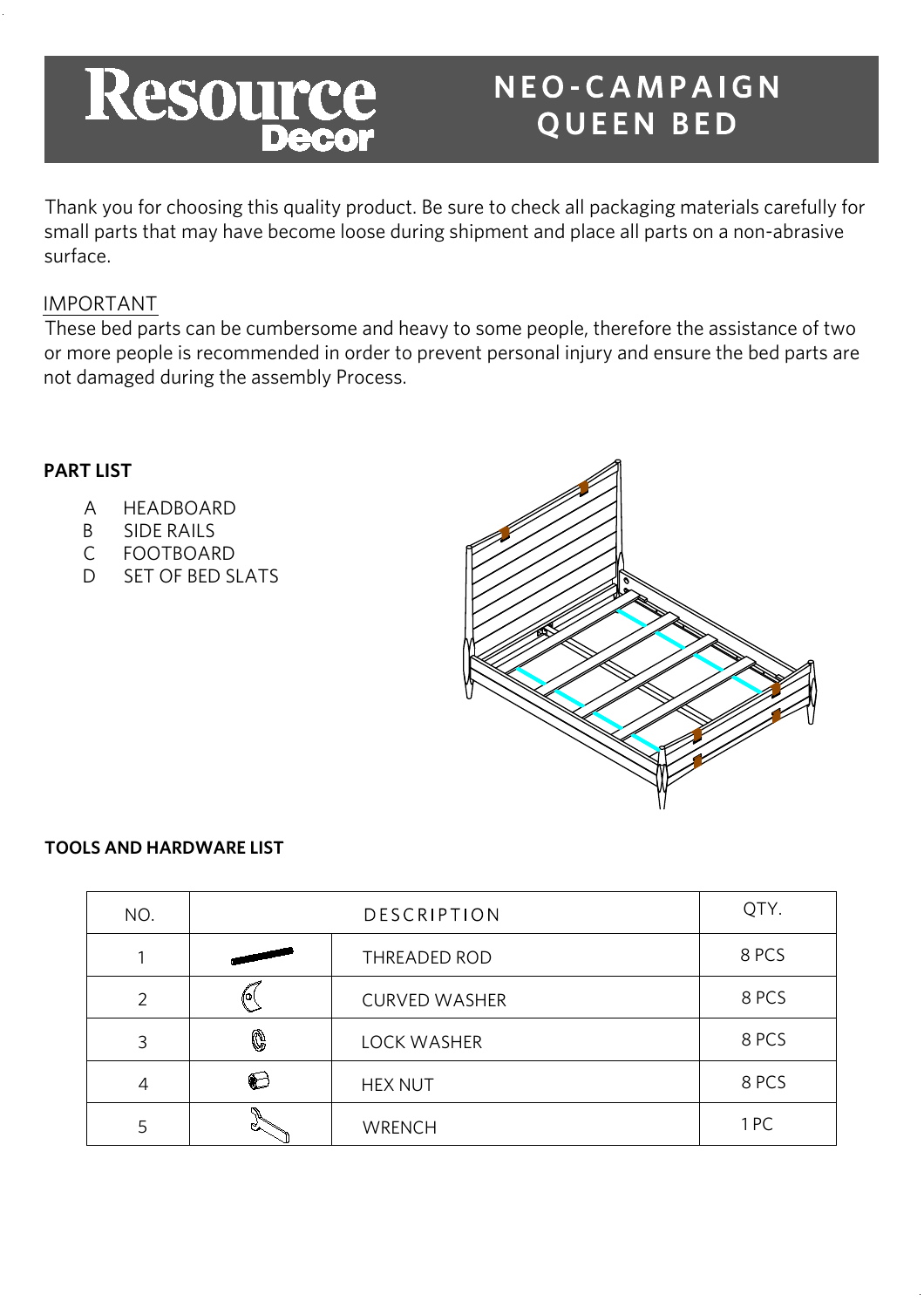# Resource Decor

## NEO-CAMPAIGN QUEEN BED

Thank you for choosing this quality product. Be sure to check all packaging materials carefully for small parts that may have become loose during shipment and place all parts on a non-abrasive surface.

IMPORTANT

These bed parts can be cumbersome and heavy to some people, therefore the assistance of two or more people is recommended in order to prevent personal injury and ensure the bed parts are not damaged during the assembly Process.

**PART LIST**

- A HEADBOARD
- B SIDE RAILS
- C FOOTBOARD
- D SET OF BED SLATS

**TOOLS AND HARDWARE LIST**

| NO. | DESCRIPTION | | QTY. |
|---|---|---|---|
| 1 | | THREADED ROD | 8 PCS |
| 2 | | CURVED WASHER | 8 PCS |
| 3 | | LOCK WASHER | 8 PCS |
| 4 | | HEX NUT | 8 PCS |
| 5 | | WRENCH | 1 PC |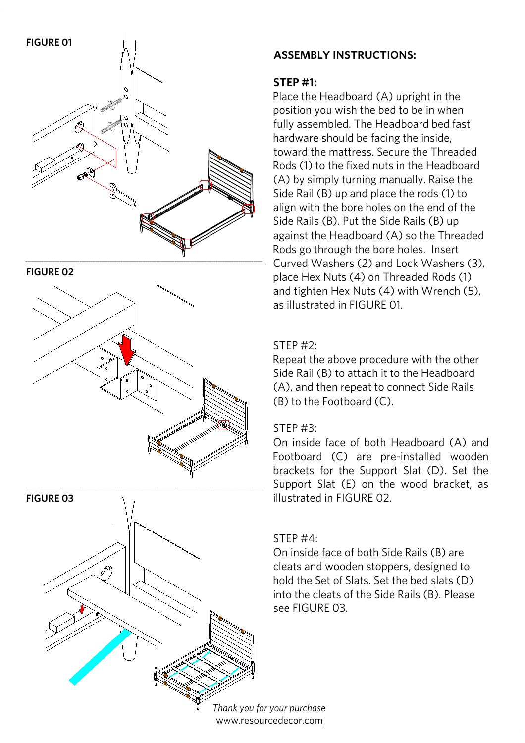**FIGURE 01**

**FIGURE 02**

**FIGURE 03**

## ASSEMBLY INSTRUCTIONS:

**STEP #1:**

Place the Headboard (A) upright in the position you wish the bed to be in when fully assembled. The Headboard bed fast hardware should be facing the inside, toward the mattress. Secure the Threaded Rods (1) to the fixed nuts in the Headboard (A) by simply turning manually. Raise the Side Rail (B) up and place the rods (1) to align with the bore holes on the end of the Side Rails (B). Put the Side Rails (B) up against the Headboard (A) so the Threaded Rods go through the bore holes. Insert Curved Washers (2) and Lock Washers (3), place Hex Nuts (4) on Threaded Rods (1) and tighten Hex Nuts (4) with Wrench (5), as illustrated in FIGURE 01.

STEP #2:

Repeat the above procedure with the other Side Rail (B) to attach it to the Headboard (A), and then repeat to connect Side Rails (B) to the Footboard (C).

STEP #3:

On inside face of both Headboard (A) and Footboard (C) are pre-installed wooden brackets for the Support Slat (D). Set the Support Slat (E) on the wood bracket, as illustrated in FIGURE 02.

STEP #4:

On inside face of both Side Rails (B) are cleats and wooden stoppers, designed to hold the Set of Slats. Set the bed slats (D) into the cleats of the Side Rails (B). Please see FIGURE 03.

*Thank you for your purchase*

www.resourcedecor.com